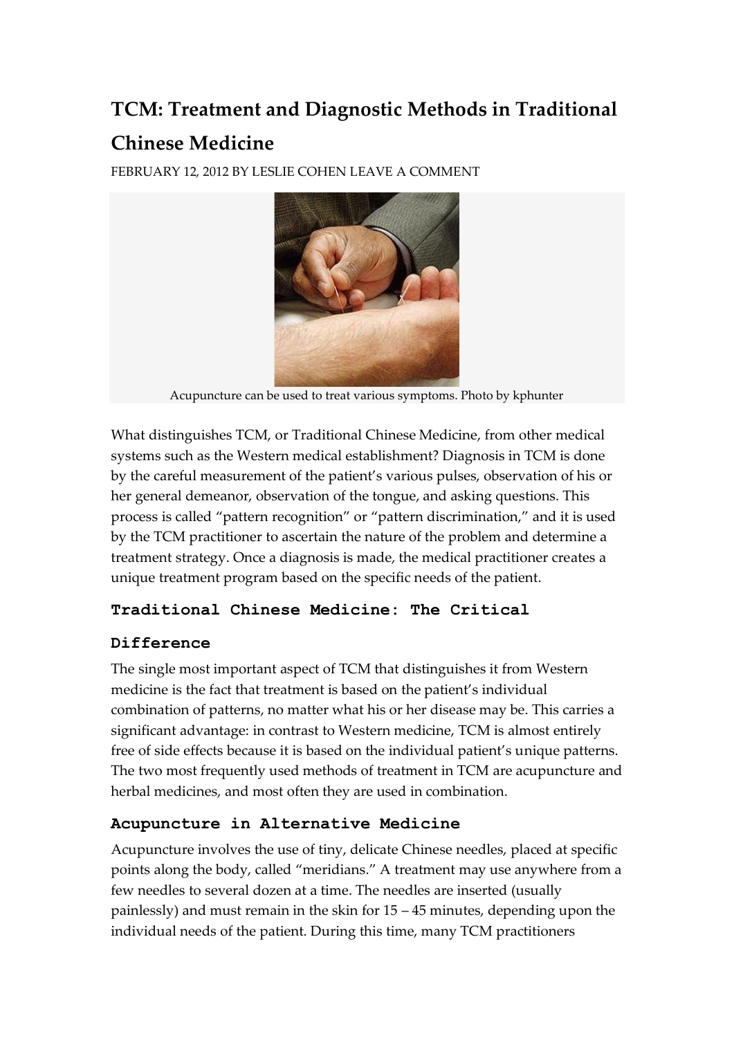# TCM: Treatment and Diagnostic Methods in Traditional Chinese Medicine

FEBRUARY 12, 2012 BY LESLIE COHEN LEAVE A COMMENT

Acupuncture can be used to treat various symptoms. Photo by kphunter

What distinguishes TCM, or Traditional Chinese Medicine, from other medical systems such as the Western medical establishment? Diagnosis in TCM is done by the careful measurement of the patient's various pulses, observation of his or her general demeanor, observation of the tongue, and asking questions. This process is called "pattern recognition" or "pattern discrimination," and it is used by the TCM practitioner to ascertain the nature of the problem and determine a treatment strategy. Once a diagnosis is made, the medical practitioner creates a unique treatment program based on the specific needs of the patient.

## Traditional Chinese Medicine: The Critical Difference

The single most important aspect of TCM that distinguishes it from Western medicine is the fact that treatment is based on the patient's individual combination of patterns, no matter what his or her disease may be. This carries a significant advantage: in contrast to Western medicine, TCM is almost entirely free of side effects because it is based on the individual patient's unique patterns. The two most frequently used methods of treatment in TCM are acupuncture and herbal medicines, and most often they are used in combination.

## Acupuncture in Alternative Medicine

Acupuncture involves the use of tiny, delicate Chinese needles, placed at specific points along the body, called "meridians." A treatment may use anywhere from a few needles to several dozen at a time. The needles are inserted (usually painlessly) and must remain in the skin for 15 – 45 minutes, depending upon the individual needs of the patient. During this time, many TCM practitioners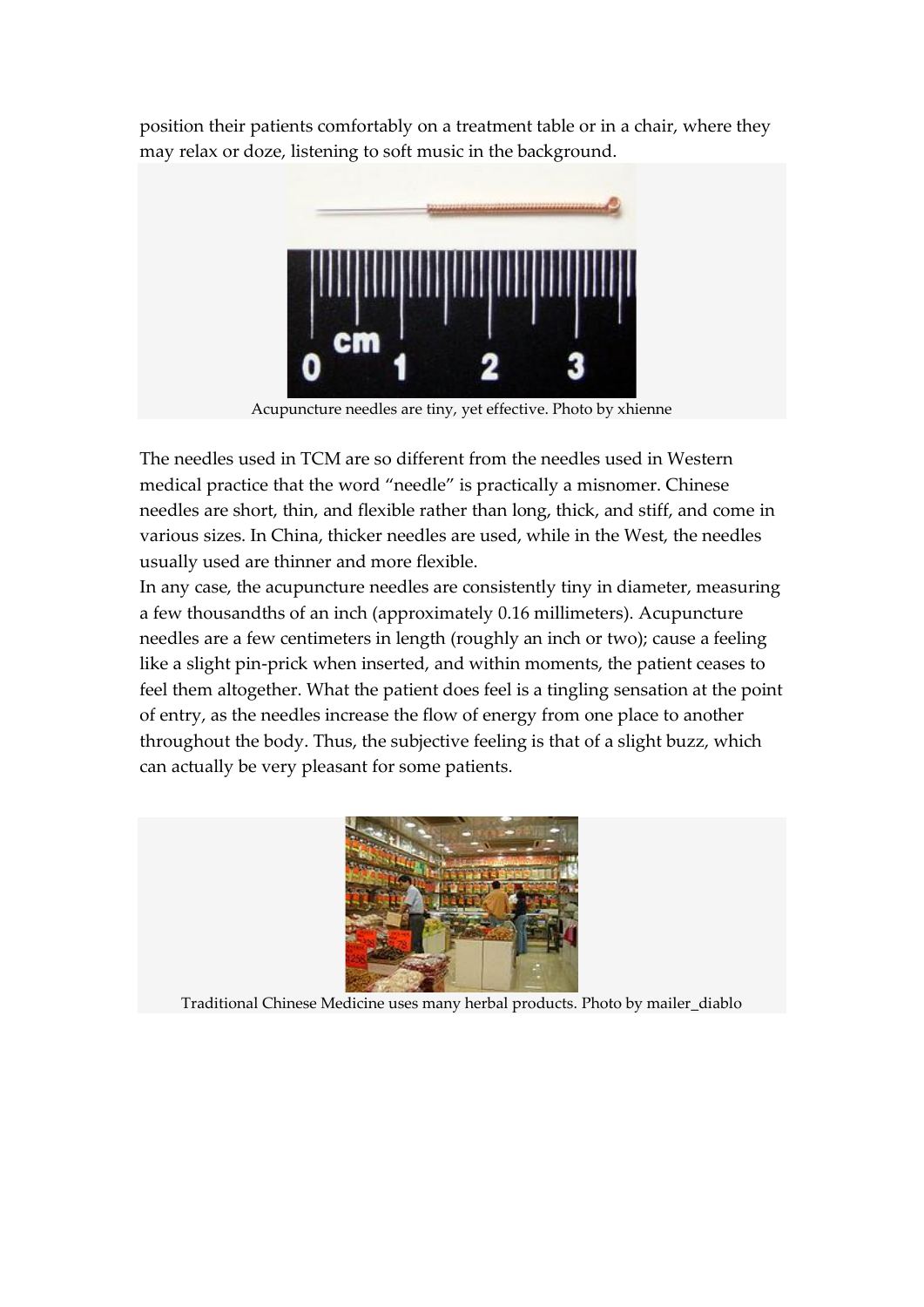position their patients comfortably on a treatment table or in a chair, where they may relax or doze, listening to soft music in the background.

Acupuncture needles are tiny, yet effective. Photo by xhienne

The needles used in TCM are so different from the needles used in Western medical practice that the word “needle” is practically a misnomer. Chinese needles are short, thin, and flexible rather than long, thick, and stiff, and come in various sizes. In China, thicker needles are used, while in the West, the needles usually used are thinner and more flexible.

In any case, the acupuncture needles are consistently tiny in diameter, measuring a few thousandths of an inch (approximately 0.16 millimeters). Acupuncture needles are a few centimeters in length (roughly an inch or two); cause a feeling like a slight pin-prick when inserted, and within moments, the patient ceases to feel them altogether. What the patient does feel is a tingling sensation at the point of entry, as the needles increase the flow of energy from one place to another throughout the body. Thus, the subjective feeling is that of a slight buzz, which can actually be very pleasant for some patients.

Traditional Chinese Medicine uses many herbal products. Photo by mailer_diablo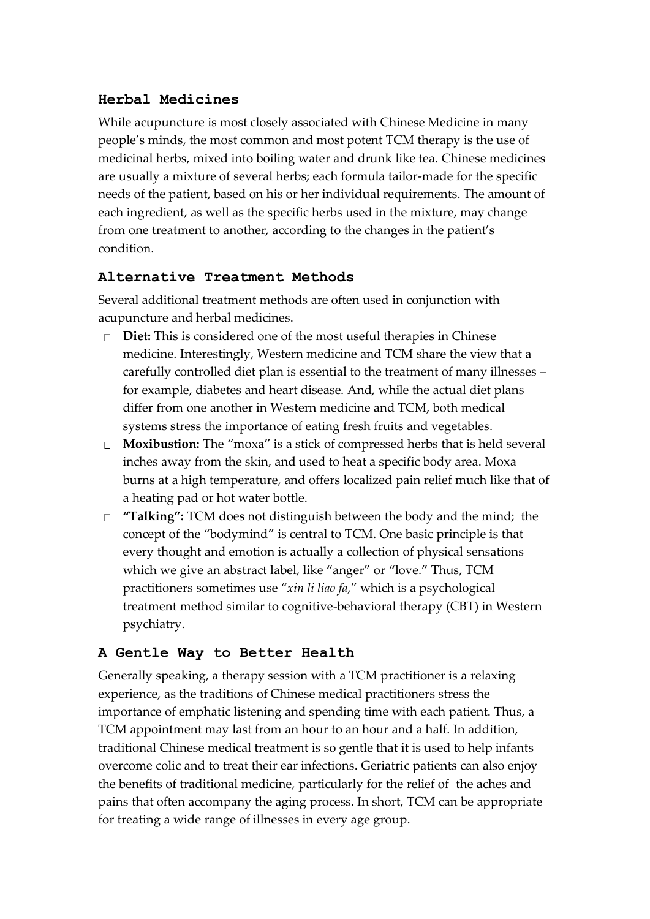## Herbal Medicines

While acupuncture is most closely associated with Chinese Medicine in many people's minds, the most common and most potent TCM therapy is the use of medicinal herbs, mixed into boiling water and drunk like tea. Chinese medicines are usually a mixture of several herbs; each formula tailor-made for the specific needs of the patient, based on his or her individual requirements. The amount of each ingredient, as well as the specific herbs used in the mixture, may change from one treatment to another, according to the changes in the patient's condition.

## Alternative Treatment Methods

Several additional treatment methods are often used in conjunction with acupuncture and herbal medicines.

- **Diet:** This is considered one of the most useful therapies in Chinese medicine. Interestingly, Western medicine and TCM share the view that a carefully controlled diet plan is essential to the treatment of many illnesses – for example, diabetes and heart disease. And, while the actual diet plans differ from one another in Western medicine and TCM, both medical systems stress the importance of eating fresh fruits and vegetables.
- **Moxibustion:** The "moxa" is a stick of compressed herbs that is held several inches away from the skin, and used to heat a specific body area. Moxa burns at a high temperature, and offers localized pain relief much like that of a heating pad or hot water bottle.
- **"Talking":** TCM does not distinguish between the body and the mind; the concept of the "bodymind" is central to TCM. One basic principle is that every thought and emotion is actually a collection of physical sensations which we give an abstract label, like "anger" or "love." Thus, TCM practitioners sometimes use "*xin li liao fa*," which is a psychological treatment method similar to cognitive-behavioral therapy (CBT) in Western psychiatry.

## A Gentle Way to Better Health

Generally speaking, a therapy session with a TCM practitioner is a relaxing experience, as the traditions of Chinese medical practitioners stress the importance of emphatic listening and spending time with each patient. Thus, a TCM appointment may last from an hour to an hour and a half. In addition, traditional Chinese medical treatment is so gentle that it is used to help infants overcome colic and to treat their ear infections. Geriatric patients can also enjoy the benefits of traditional medicine, particularly for the relief of the aches and pains that often accompany the aging process. In short, TCM can be appropriate for treating a wide range of illnesses in every age group.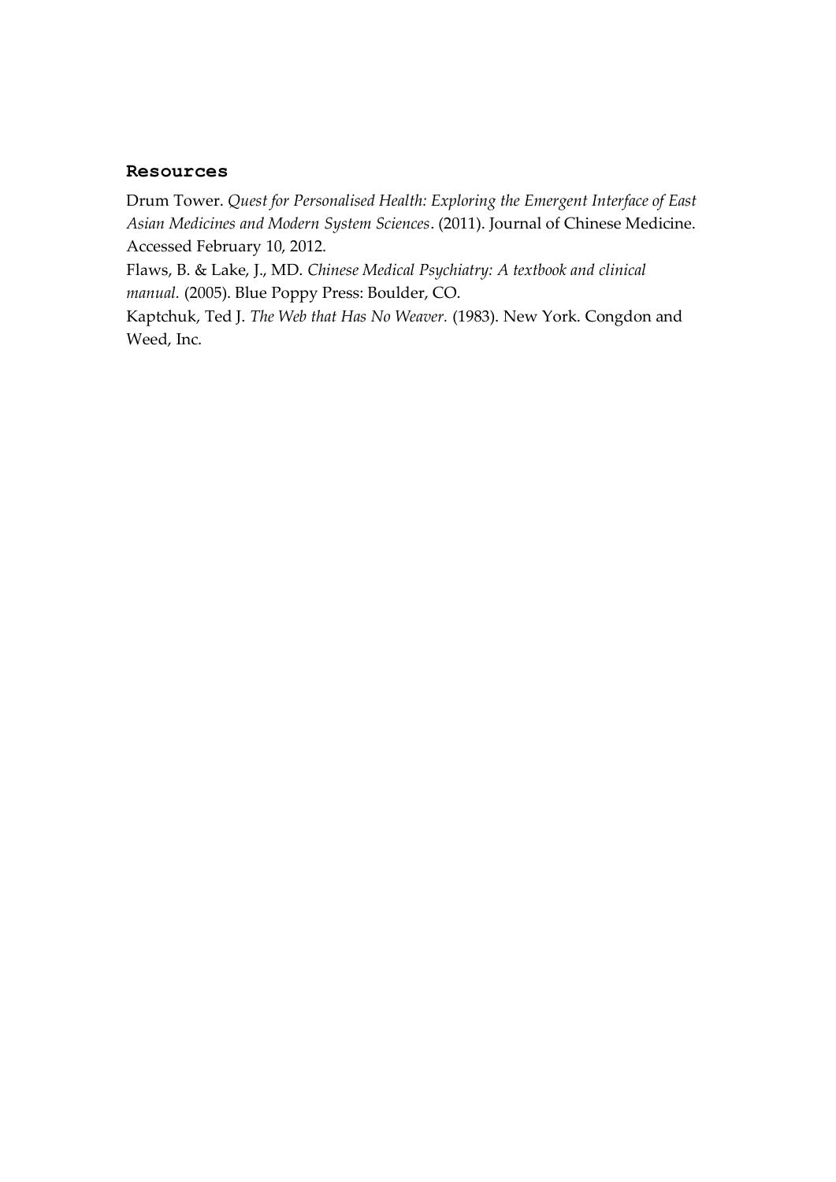## Resources

Drum Tower. *Quest for Personalised Health: Exploring the Emergent Interface of East Asian Medicines and Modern System Sciences*. (2011). Journal of Chinese Medicine. Accessed February 10, 2012.

Flaws, B. & Lake, J., MD. *Chinese Medical Psychiatry: A textbook and clinical manual.* (2005). Blue Poppy Press: Boulder, CO.

Kaptchuk, Ted J. *The Web that Has No Weaver.* (1983). New York. Congdon and Weed, Inc.